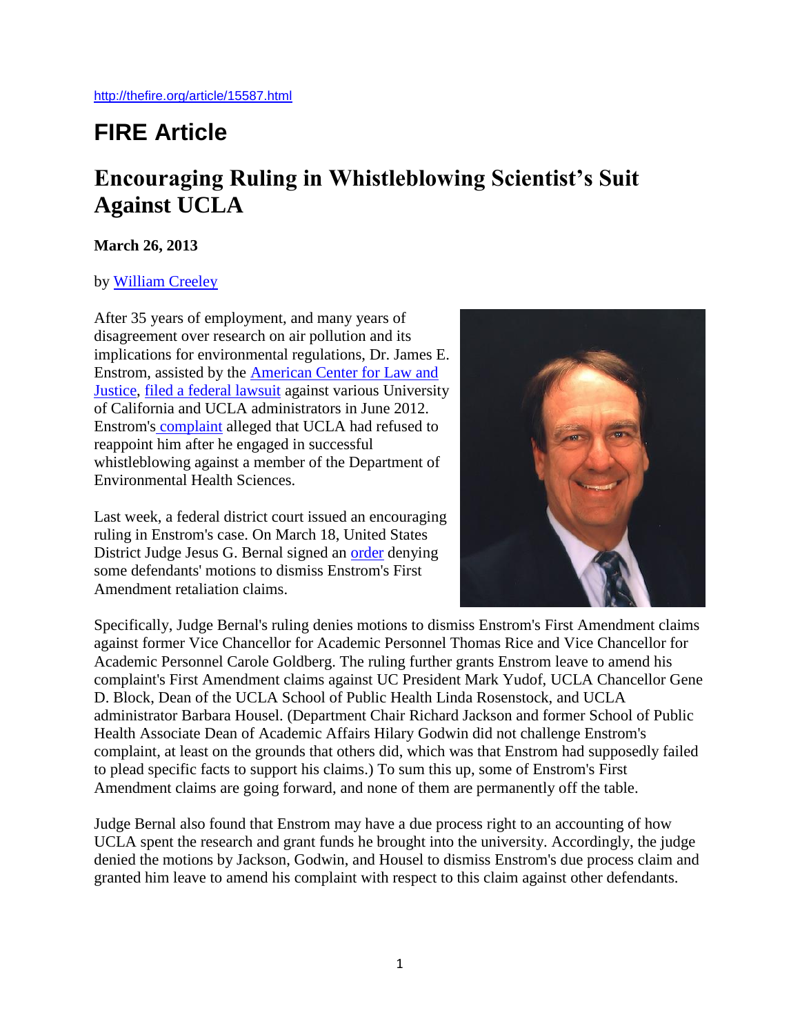http://thefire.org/article/15587.html

# FIRE Article

## Encouraging Ruling in Whistleblowing Scientist's Suit Against UCLA

**March 26, 2013**

by William Creeley

After 35 years of employment, and many years of disagreement over research on air pollution and its implications for environmental regulations, Dr. James E. Enstrom, assisted by the American Center for Law and Justice, filed a federal lawsuit against various University of California and UCLA administrators in June 2012. Enstrom's complaint alleged that UCLA had refused to reappoint him after he engaged in successful whistleblowing against a member of the Department of Environmental Health Sciences.

Last week, a federal district court issued an encouraging ruling in Enstrom's case. On March 18, United States District Judge Jesus G. Bernal signed an order denying some defendants' motions to dismiss Enstrom's First Amendment retaliation claims.

Specifically, Judge Bernal's ruling denies motions to dismiss Enstrom's First Amendment claims against former Vice Chancellor for Academic Personnel Thomas Rice and Vice Chancellor for Academic Personnel Carole Goldberg. The ruling further grants Enstrom leave to amend his complaint's First Amendment claims against UC President Mark Yudof, UCLA Chancellor Gene D. Block, Dean of the UCLA School of Public Health Linda Rosenstock, and UCLA administrator Barbara Housel. (Department Chair Richard Jackson and former School of Public Health Associate Dean of Academic Affairs Hilary Godwin did not challenge Enstrom's complaint, at least on the grounds that others did, which was that Enstrom had supposedly failed to plead specific facts to support his claims.) To sum this up, some of Enstrom's First Amendment claims are going forward, and none of them are permanently off the table.

Judge Bernal also found that Enstrom may have a due process right to an accounting of how UCLA spent the research and grant funds he brought into the university. Accordingly, the judge denied the motions by Jackson, Godwin, and Housel to dismiss Enstrom's due process claim and granted him leave to amend his complaint with respect to this claim against other defendants.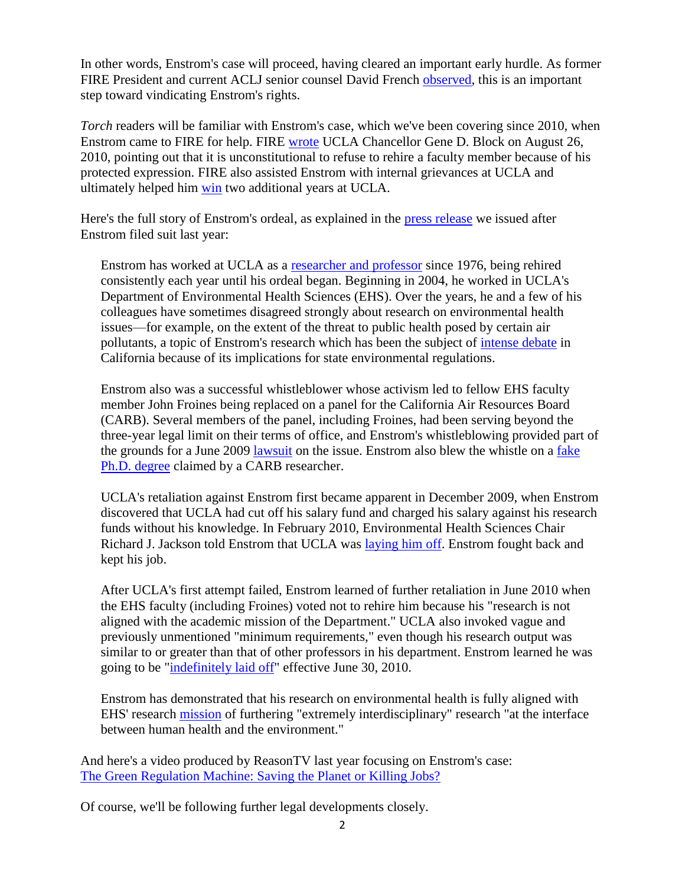In other words, Enstrom's case will proceed, having cleared an important early hurdle. As former FIRE President and current ACLJ senior counsel David French observed, this is an important step toward vindicating Enstrom's rights.

*Torch* readers will be familiar with Enstrom's case, which we've been covering since 2010, when Enstrom came to FIRE for help. FIRE wrote UCLA Chancellor Gene D. Block on August 26, 2010, pointing out that it is unconstitutional to refuse to rehire a faculty member because of his protected expression. FIRE also assisted Enstrom with internal grievances at UCLA and ultimately helped him win two additional years at UCLA.

Here's the full story of Enstrom's ordeal, as explained in the press release we issued after Enstrom filed suit last year:

> Enstrom has worked at UCLA as a researcher and professor since 1976, being rehired consistently each year until his ordeal began. Beginning in 2004, he worked in UCLA's Department of Environmental Health Sciences (EHS). Over the years, he and a few of his colleagues have sometimes disagreed strongly about research on environmental health issues—for example, on the extent of the threat to public health posed by certain air pollutants, a topic of Enstrom's research which has been the subject of intense debate in California because of its implications for state environmental regulations.
>
> Enstrom also was a successful whistleblower whose activism led to fellow EHS faculty member John Froines being replaced on a panel for the California Air Resources Board (CARB). Several members of the panel, including Froines, had been serving beyond the three-year legal limit on their terms of office, and Enstrom's whistleblowing provided part of the grounds for a June 2009 lawsuit on the issue. Enstrom also blew the whistle on a fake Ph.D. degree claimed by a CARB researcher.
>
> UCLA's retaliation against Enstrom first became apparent in December 2009, when Enstrom discovered that UCLA had cut off his salary fund and charged his salary against his research funds without his knowledge. In February 2010, Environmental Health Sciences Chair Richard J. Jackson told Enstrom that UCLA was laying him off. Enstrom fought back and kept his job.
>
> After UCLA's first attempt failed, Enstrom learned of further retaliation in June 2010 when the EHS faculty (including Froines) voted not to rehire him because his "research is not aligned with the academic mission of the Department." UCLA also invoked vague and previously unmentioned "minimum requirements," even though his research output was similar to or greater than that of other professors in his department. Enstrom learned he was going to be "indefinitely laid off" effective June 30, 2010.
>
> Enstrom has demonstrated that his research on environmental health is fully aligned with EHS' research mission of furthering "extremely interdisciplinary" research "at the interface between human health and the environment."

And here's a video produced by ReasonTV last year focusing on Enstrom's case:
The Green Regulation Machine: Saving the Planet or Killing Jobs?

Of course, we'll be following further legal developments closely.